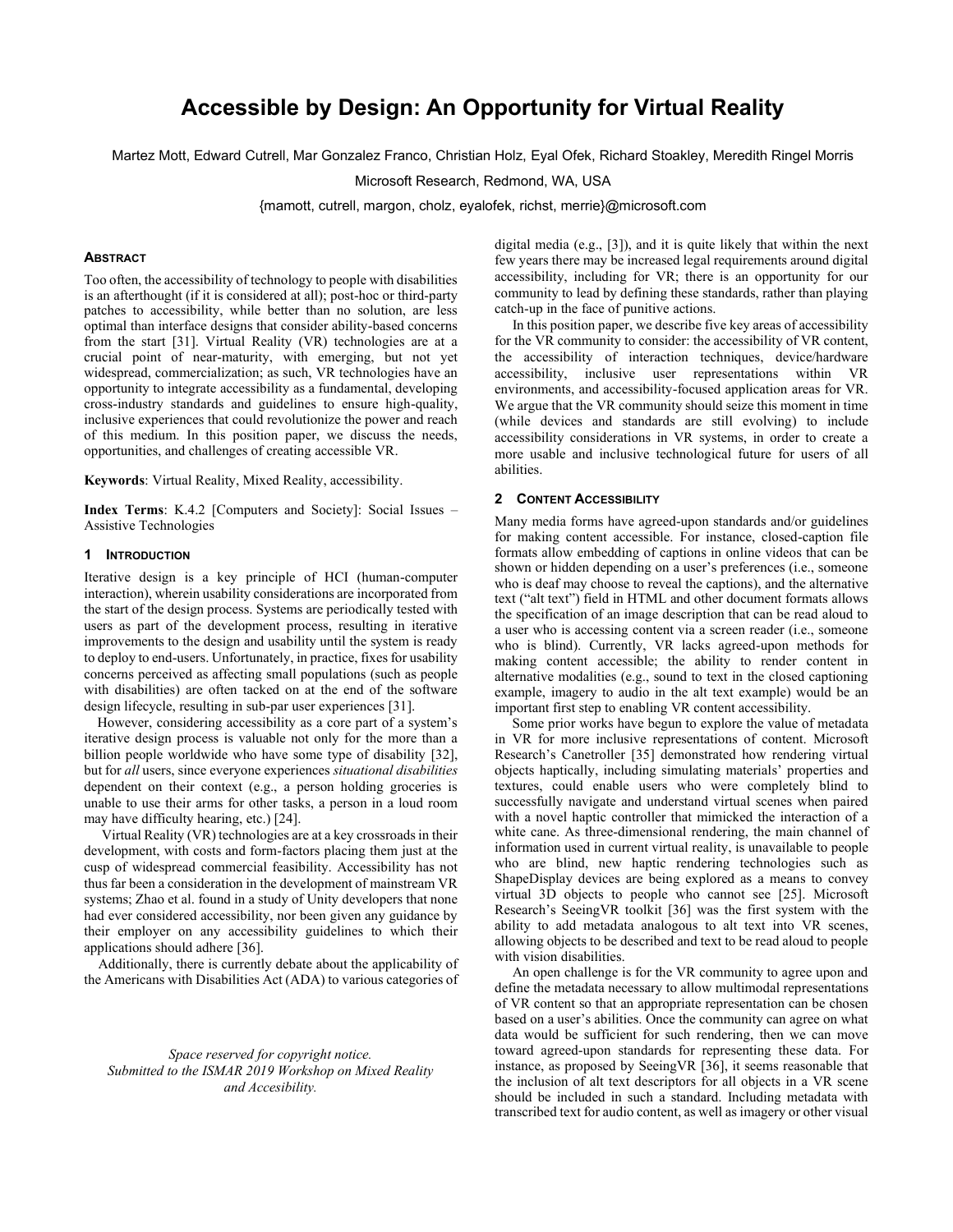# Accessible by Design: An Opportunity for Virtual Reality

Martez Mott, Edward Cutrell, Mar Gonzalez Franco, Christian Holz, Eyal Ofek, Richard Stoakley, Meredith Ringel Morris

Microsoft Research, Redmond, WA, USA

{mamott, cutrell, margon, cholz, eyalofek, richst, merrie}@microsoft.com

## Abstract

Too often, the accessibility of technology to people with disabilities is an afterthought (if it is considered at all); post-hoc or third-party patches to accessibility, while better than no solution, are less optimal than interface designs that consider ability-based concerns from the start [31]. Virtual Reality (VR) technologies are at a crucial point of near-maturity, with emerging, but not yet widespread, commercialization; as such, VR technologies have an opportunity to integrate accessibility as a fundamental, developing cross-industry standards and guidelines to ensure high-quality, inclusive experiences that could revolutionize the power and reach of this medium. In this position paper, we discuss the needs, opportunities, and challenges of creating accessible VR.

**Keywords**: Virtual Reality, Mixed Reality, accessibility.

**Index Terms**: K.4.2 [Computers and Society]: Social Issues – Assistive Technologies

## 1 Introduction

Iterative design is a key principle of HCI (human-computer interaction), wherein usability considerations are incorporated from the start of the design process. Systems are periodically tested with users as part of the development process, resulting in iterative improvements to the design and usability until the system is ready to deploy to end-users. Unfortunately, in practice, fixes for usability concerns perceived as affecting small populations (such as people with disabilities) are often tacked on at the end of the software design lifecycle, resulting in sub-par user experiences [31].

However, considering accessibility as a core part of a system's iterative design process is valuable not only for the more than a billion people worldwide who have some type of disability [32], but for *all* users, since everyone experiences *situational disabilities* dependent on their context (e.g., a person holding groceries is unable to use their arms for other tasks, a person in a loud room may have difficulty hearing, etc.) [24].

Virtual Reality (VR) technologies are at a key crossroads in their development, with costs and form-factors placing them just at the cusp of widespread commercial feasibility. Accessibility has not thus far been a consideration in the development of mainstream VR systems; Zhao et al. found in a study of Unity developers that none had ever considered accessibility, nor been given any guidance by their employer on any accessibility guidelines to which their applications should adhere [36].

Additionally, there is currently debate about the applicability of the Americans with Disabilities Act (ADA) to various categories of digital media (e.g., [3]), and it is quite likely that within the next few years there may be increased legal requirements around digital accessibility, including for VR; there is an opportunity for our community to lead by defining these standards, rather than playing catch-up in the face of punitive actions.

In this position paper, we describe five key areas of accessibility for the VR community to consider: the accessibility of VR content, the accessibility of interaction techniques, device/hardware accessibility, inclusive user representations within VR environments, and accessibility-focused application areas for VR. We argue that the VR community should seize this moment in time (while devices and standards are still evolving) to include accessibility considerations in VR systems, in order to create a more usable and inclusive technological future for users of all abilities.

## 2 Content Accessibility

Many media forms have agreed-upon standards and/or guidelines for making content accessible. For instance, closed-caption file formats allow embedding of captions in online videos that can be shown or hidden depending on a user's preferences (i.e., someone who is deaf may choose to reveal the captions), and the alternative text ("alt text") field in HTML and other document formats allows the specification of an image description that can be read aloud to a user who is accessing content via a screen reader (i.e., someone who is blind). Currently, VR lacks agreed-upon methods for making content accessible; the ability to render content in alternative modalities (e.g., sound to text in the closed captioning example, imagery to audio in the alt text example) would be an important first step to enabling VR content accessibility.

Some prior works have begun to explore the value of metadata in VR for more inclusive representations of content. Microsoft Research's Canetroller [35] demonstrated how rendering virtual objects haptically, including simulating materials' properties and textures, could enable users who were completely blind to successfully navigate and understand virtual scenes when paired with a novel haptic controller that mimicked the interaction of a white cane. As three-dimensional rendering, the main channel of information used in current virtual reality, is unavailable to people who are blind, new haptic rendering technologies such as ShapeDisplay devices are being explored as a means to convey virtual 3D objects to people who cannot see [25]. Microsoft Research's SeeingVR toolkit [36] was the first system with the ability to add metadata analogous to alt text into VR scenes, allowing objects to be described and text to be read aloud to people with vision disabilities.

An open challenge is for the VR community to agree upon and define the metadata necessary to allow multimodal representations of VR content so that an appropriate representation can be chosen based on a user's abilities. Once the community can agree on what data would be sufficient for such rendering, then we can move toward agreed-upon standards for representing these data. For instance, as proposed by SeeingVR [36], it seems reasonable that the inclusion of alt text descriptors for all objects in a VR scene should be included in such a standard. Including metadata with transcribed text for audio content, as well as imagery or other visual

*Space reserved for copyright notice.*
*Submitted to the ISMAR 2019 Workshop on Mixed Reality and Accesibility.*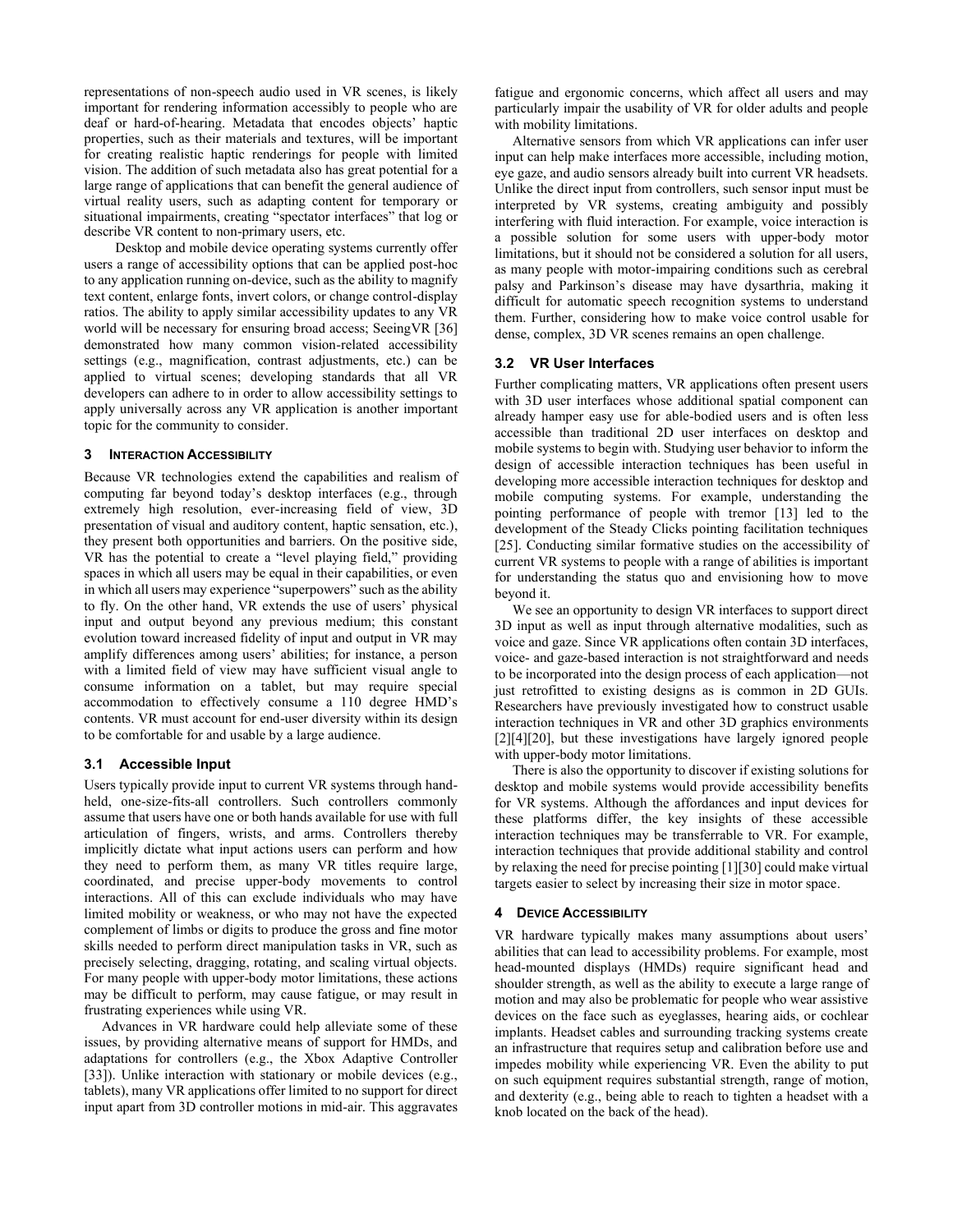representations of non-speech audio used in VR scenes, is likely important for rendering information accessibly to people who are deaf or hard-of-hearing. Metadata that encodes objects' haptic properties, such as their materials and textures, will be important for creating realistic haptic renderings for people with limited vision. The addition of such metadata also has great potential for a large range of applications that can benefit the general audience of virtual reality users, such as adapting content for temporary or situational impairments, creating "spectator interfaces" that log or describe VR content to non-primary users, etc.

Desktop and mobile device operating systems currently offer users a range of accessibility options that can be applied post-hoc to any application running on-device, such as the ability to magnify text content, enlarge fonts, invert colors, or change control-display ratios. The ability to apply similar accessibility updates to any VR world will be necessary for ensuring broad access; SeeingVR [36] demonstrated how many common vision-related accessibility settings (e.g., magnification, contrast adjustments, etc.) can be applied to virtual scenes; developing standards that all VR developers can adhere to in order to allow accessibility settings to apply universally across any VR application is another important topic for the community to consider.

## 3 Interaction Accessibility

Because VR technologies extend the capabilities and realism of computing far beyond today's desktop interfaces (e.g., through extremely high resolution, ever-increasing field of view, 3D presentation of visual and auditory content, haptic sensation, etc.), they present both opportunities and barriers. On the positive side, VR has the potential to create a "level playing field," providing spaces in which all users may be equal in their capabilities, or even in which all users may experience "superpowers" such as the ability to fly. On the other hand, VR extends the use of users' physical input and output beyond any previous medium; this constant evolution toward increased fidelity of input and output in VR may amplify differences among users' abilities; for instance, a person with a limited field of view may have sufficient visual angle to consume information on a tablet, but may require special accommodation to effectively consume a 110 degree HMD's contents. VR must account for end-user diversity within its design to be comfortable for and usable by a large audience.

### 3.1 Accessible Input

Users typically provide input to current VR systems through hand-held, one-size-fits-all controllers. Such controllers commonly assume that users have one or both hands available for use with full articulation of fingers, wrists, and arms. Controllers thereby implicitly dictate what input actions users can perform and how they need to perform them, as many VR titles require large, coordinated, and precise upper-body movements to control interactions. All of this can exclude individuals who may have limited mobility or weakness, or who may not have the expected complement of limbs or digits to produce the gross and fine motor skills needed to perform direct manipulation tasks in VR, such as precisely selecting, dragging, rotating, and scaling virtual objects. For many people with upper-body motor limitations, these actions may be difficult to perform, may cause fatigue, or may result in frustrating experiences while using VR.

Advances in VR hardware could help alleviate some of these issues, by providing alternative means of support for HMDs, and adaptations for controllers (e.g., the Xbox Adaptive Controller [33]). Unlike interaction with stationary or mobile devices (e.g., tablets), many VR applications offer limited to no support for direct input apart from 3D controller motions in mid-air. This aggravates fatigue and ergonomic concerns, which affect all users and may particularly impair the usability of VR for older adults and people with mobility limitations.

Alternative sensors from which VR applications can infer user input can help make interfaces more accessible, including motion, eye gaze, and audio sensors already built into current VR headsets. Unlike the direct input from controllers, such sensor input must be interpreted by VR systems, creating ambiguity and possibly interfering with fluid interaction. For example, voice interaction is a possible solution for some users with upper-body motor limitations, but it should not be considered a solution for all users, as many people with motor-impairing conditions such as cerebral palsy and Parkinson's disease may have dysarthria, making it difficult for automatic speech recognition systems to understand them. Further, considering how to make voice control usable for dense, complex, 3D VR scenes remains an open challenge.

### 3.2 VR User Interfaces

Further complicating matters, VR applications often present users with 3D user interfaces whose additional spatial component can already hamper easy use for able-bodied users and is often less accessible than traditional 2D user interfaces on desktop and mobile systems to begin with. Studying user behavior to inform the design of accessible interaction techniques has been useful in developing more accessible interaction techniques for desktop and mobile computing systems. For example, understanding the pointing performance of people with tremor [13] led to the development of the Steady Clicks pointing facilitation techniques [25]. Conducting similar formative studies on the accessibility of current VR systems to people with a range of abilities is important for understanding the status quo and envisioning how to move beyond it.

We see an opportunity to design VR interfaces to support direct 3D input as well as input through alternative modalities, such as voice and gaze. Since VR applications often contain 3D interfaces, voice- and gaze-based interaction is not straightforward and needs to be incorporated into the design process of each application—not just retrofitted to existing designs as is common in 2D GUIs. Researchers have previously investigated how to construct usable interaction techniques in VR and other 3D graphics environments [2][4][20], but these investigations have largely ignored people with upper-body motor limitations.

There is also the opportunity to discover if existing solutions for desktop and mobile systems would provide accessibility benefits for VR systems. Although the affordances and input devices for these platforms differ, the key insights of these accessible interaction techniques may be transferrable to VR. For example, interaction techniques that provide additional stability and control by relaxing the need for precise pointing [1][30] could make virtual targets easier to select by increasing their size in motor space.

## 4 Device Accessibility

VR hardware typically makes many assumptions about users' abilities that can lead to accessibility problems. For example, most head-mounted displays (HMDs) require significant head and shoulder strength, as well as the ability to execute a large range of motion and may also be problematic for people who wear assistive devices on the face such as eyeglasses, hearing aids, or cochlear implants. Headset cables and surrounding tracking systems create an infrastructure that requires setup and calibration before use and impedes mobility while experiencing VR. Even the ability to put on such equipment requires substantial strength, range of motion, and dexterity (e.g., being able to reach to tighten a headset with a knob located on the back of the head).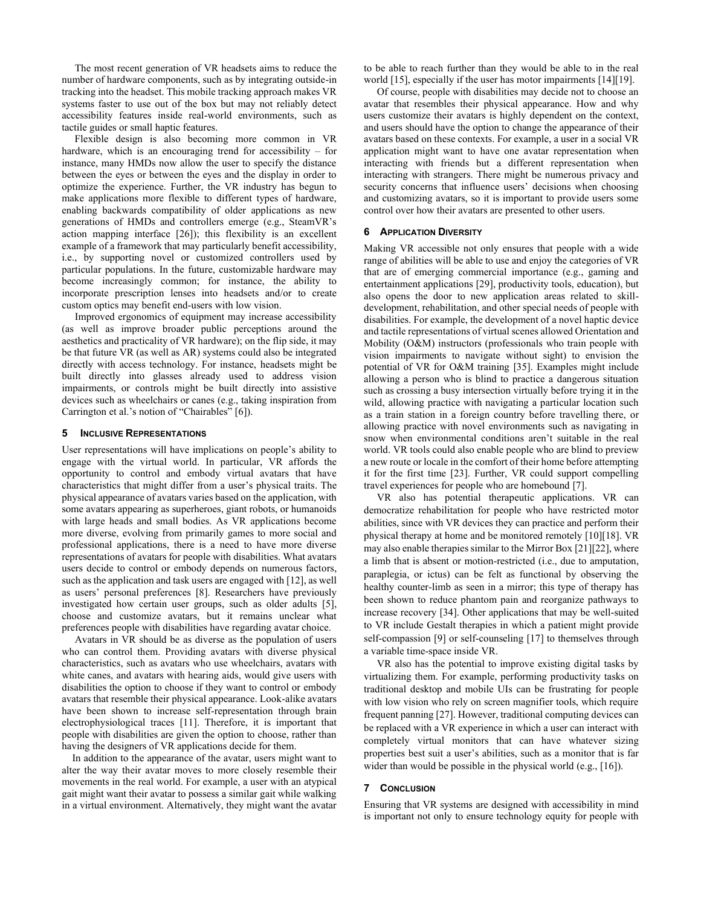The most recent generation of VR headsets aims to reduce the number of hardware components, such as by integrating outside-in tracking into the headset. This mobile tracking approach makes VR systems faster to use out of the box but may not reliably detect accessibility features inside real-world environments, such as tactile guides or small haptic features.

Flexible design is also becoming more common in VR hardware, which is an encouraging trend for accessibility – for instance, many HMDs now allow the user to specify the distance between the eyes or between the eyes and the display in order to optimize the experience. Further, the VR industry has begun to make applications more flexible to different types of hardware, enabling backwards compatibility of older applications as new generations of HMDs and controllers emerge (e.g., SteamVR's action mapping interface [26]); this flexibility is an excellent example of a framework that may particularly benefit accessibility, i.e., by supporting novel or customized controllers used by particular populations. In the future, customizable hardware may become increasingly common; for instance, the ability to incorporate prescription lenses into headsets and/or to create custom optics may benefit end-users with low vision.

Improved ergonomics of equipment may increase accessibility (as well as improve broader public perceptions around the aesthetics and practicality of VR hardware); on the flip side, it may be that future VR (as well as AR) systems could also be integrated directly with access technology. For instance, headsets might be built directly into glasses already used to address vision impairments, or controls might be built directly into assistive devices such as wheelchairs or canes (e.g., taking inspiration from Carrington et al.'s notion of "Chairables" [6]).

## 5 Inclusive Representations

User representations will have implications on people's ability to engage with the virtual world. In particular, VR affords the opportunity to control and embody virtual avatars that have characteristics that might differ from a user's physical traits. The physical appearance of avatars varies based on the application, with some avatars appearing as superheroes, giant robots, or humanoids with large heads and small bodies. As VR applications become more diverse, evolving from primarily games to more social and professional applications, there is a need to have more diverse representations of avatars for people with disabilities. What avatars users decide to control or embody depends on numerous factors, such as the application and task users are engaged with [12], as well as users' personal preferences [8]. Researchers have previously investigated how certain user groups, such as older adults [5], choose and customize avatars, but it remains unclear what preferences people with disabilities have regarding avatar choice.

Avatars in VR should be as diverse as the population of users who can control them. Providing avatars with diverse physical characteristics, such as avatars who use wheelchairs, avatars with white canes, and avatars with hearing aids, would give users with disabilities the option to choose if they want to control or embody avatars that resemble their physical appearance. Look-alike avatars have been shown to increase self-representation through brain electrophysiological traces [11]. Therefore, it is important that people with disabilities are given the option to choose, rather than having the designers of VR applications decide for them.

In addition to the appearance of the avatar, users might want to alter the way their avatar moves to more closely resemble their movements in the real world. For example, a user with an atypical gait might want their avatar to possess a similar gait while walking in a virtual environment. Alternatively, they might want the avatar to be able to reach further than they would be able to in the real world [15], especially if the user has motor impairments [14][19].

Of course, people with disabilities may decide not to choose an avatar that resembles their physical appearance. How and why users customize their avatars is highly dependent on the context, and users should have the option to change the appearance of their avatars based on these contexts. For example, a user in a social VR application might want to have one avatar representation when interacting with friends but a different representation when interacting with strangers. There might be numerous privacy and security concerns that influence users' decisions when choosing and customizing avatars, so it is important to provide users some control over how their avatars are presented to other users.

## 6 Application Diversity

Making VR accessible not only ensures that people with a wide range of abilities will be able to use and enjoy the categories of VR that are of emerging commercial importance (e.g., gaming and entertainment applications [29], productivity tools, education), but also opens the door to new application areas related to skill-development, rehabilitation, and other special needs of people with disabilities. For example, the development of a novel haptic device and tactile representations of virtual scenes allowed Orientation and Mobility (O&M) instructors (professionals who train people with vision impairments to navigate without sight) to envision the potential of VR for O&M training [35]. Examples might include allowing a person who is blind to practice a dangerous situation such as crossing a busy intersection virtually before trying it in the wild, allowing practice with navigating a particular location such as a train station in a foreign country before travelling there, or allowing practice with novel environments such as navigating in snow when environmental conditions aren't suitable in the real world. VR tools could also enable people who are blind to preview a new route or locale in the comfort of their home before attempting it for the first time [23]. Further, VR could support compelling travel experiences for people who are homebound [7].

VR also has potential therapeutic applications. VR can democratize rehabilitation for people who have restricted motor abilities, since with VR devices they can practice and perform their physical therapy at home and be monitored remotely [10][18]. VR may also enable therapies similar to the Mirror Box [21][22], where a limb that is absent or motion-restricted (i.e., due to amputation, paraplegia, or ictus) can be felt as functional by observing the healthy counter-limb as seen in a mirror; this type of therapy has been shown to reduce phantom pain and reorganize pathways to increase recovery [34]. Other applications that may be well-suited to VR include Gestalt therapies in which a patient might provide self-compassion [9] or self-counseling [17] to themselves through a variable time-space inside VR.

VR also has the potential to improve existing digital tasks by virtualizing them. For example, performing productivity tasks on traditional desktop and mobile UIs can be frustrating for people with low vision who rely on screen magnifier tools, which require frequent panning [27]. However, traditional computing devices can be replaced with a VR experience in which a user can interact with completely virtual monitors that can have whatever sizing properties best suit a user's abilities, such as a monitor that is far wider than would be possible in the physical world (e.g., [16]).

## 7 Conclusion

Ensuring that VR systems are designed with accessibility in mind is important not only to ensure technology equity for people with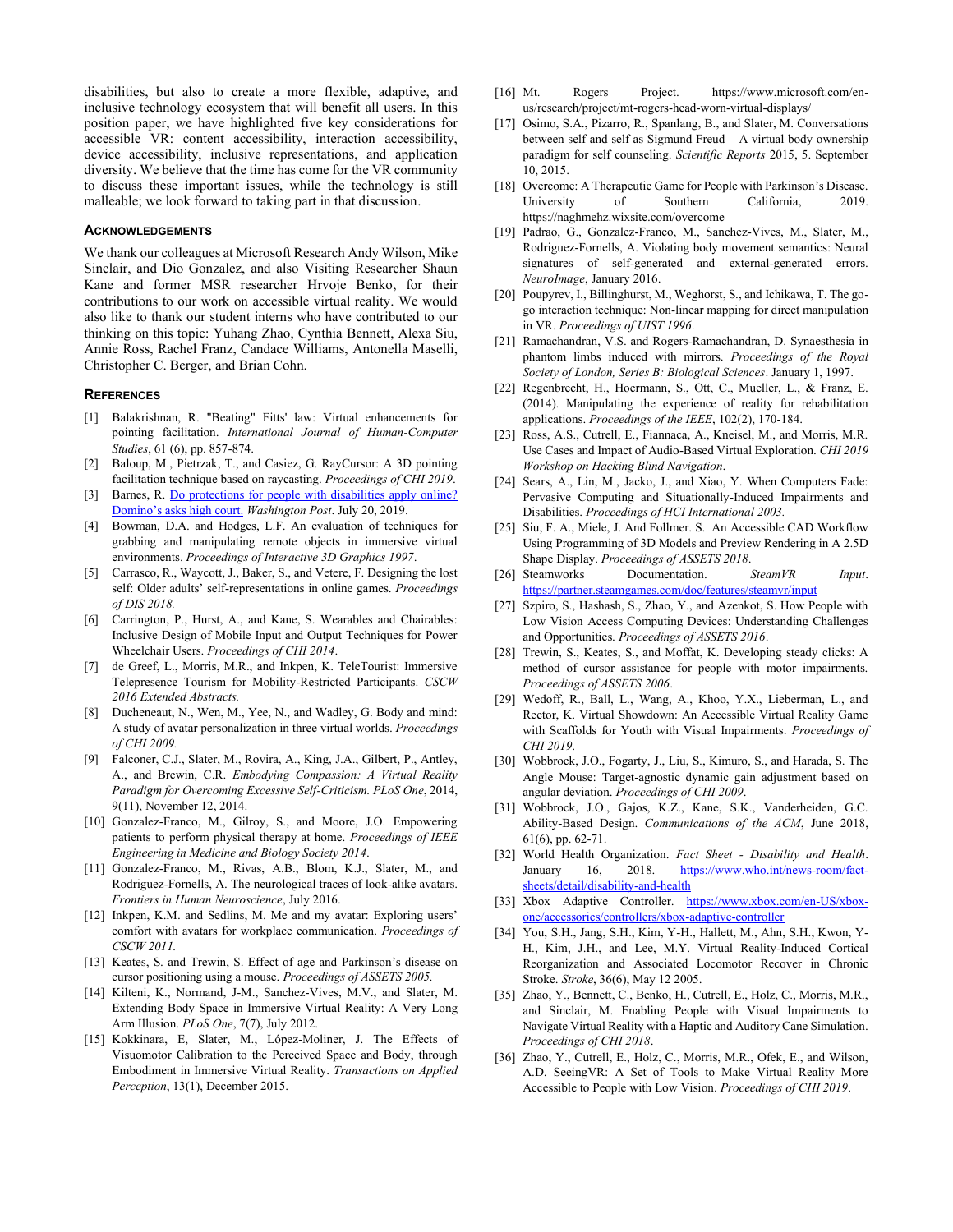disabilities, but also to create a more flexible, adaptive, and inclusive technology ecosystem that will benefit all users. In this position paper, we have highlighted five key considerations for accessible VR: content accessibility, interaction accessibility, device accessibility, inclusive representations, and application diversity. We believe that the time has come for the VR community to discuss these important issues, while the technology is still malleable; we look forward to taking part in that discussion.

## ACKNOWLEDGEMENTS

We thank our colleagues at Microsoft Research Andy Wilson, Mike Sinclair, and Dio Gonzalez, and also Visiting Researcher Shaun Kane and former MSR researcher Hrvoje Benko, for their contributions to our work on accessible virtual reality. We would also like to thank our student interns who have contributed to our thinking on this topic: Yuhang Zhao, Cynthia Bennett, Alexa Siu, Annie Ross, Rachel Franz, Candace Williams, Antonella Maselli, Christopher C. Berger, and Brian Cohn.

## REFERENCES

[1] Balakrishnan, R. "Beating" Fitts' law: Virtual enhancements for pointing facilitation. *International Journal of Human-Computer Studies*, 61 (6), pp. 857-874.

[2] Baloup, M., Pietrzak, T., and Casiez, G. RayCursor: A 3D pointing facilitation technique based on raycasting. *Proceedings of CHI 2019*.

[3] Barnes, R. Do protections for people with disabilities apply online? Domino's asks high court. *Washington Post*. July 20, 2019.

[4] Bowman, D.A. and Hodges, L.F. An evaluation of techniques for grabbing and manipulating remote objects in immersive virtual environments. *Proceedings of Interactive 3D Graphics 1997*.

[5] Carrasco, R., Waycott, J., Baker, S., and Vetere, F. Designing the lost self: Older adults' self-representations in online games. *Proceedings of DIS 2018.*

[6] Carrington, P., Hurst, A., and Kane, S. Wearables and Chairables: Inclusive Design of Mobile Input and Output Techniques for Power Wheelchair Users. *Proceedings of CHI 2014*.

[7] de Greef, L., Morris, M.R., and Inkpen, K. TeleTourist: Immersive Telepresence Tourism for Mobility-Restricted Participants. *CSCW 2016 Extended Abstracts.*

[8] Ducheneaut, N., Wen, M., Yee, N., and Wadley, G. Body and mind: A study of avatar personalization in three virtual worlds. *Proceedings of CHI 2009.*

[9] Falconer, C.J., Slater, M., Rovira, A., King, J.A., Gilbert, P., Antley, A., and Brewin, C.R. *Embodying Compassion: A Virtual Reality Paradigm for Overcoming Excessive Self-Criticism. PLoS One*, 2014, 9(11), November 12, 2014.

[10] Gonzalez-Franco, M., Gilroy, S., and Moore, J.O. Empowering patients to perform physical therapy at home. *Proceedings of IEEE Engineering in Medicine and Biology Society 2014*.

[11] Gonzalez-Franco, M., Rivas, A.B., Blom, K.J., Slater, M., and Rodriguez-Fornells, A. The neurological traces of look-alike avatars. *Frontiers in Human Neuroscience*, July 2016.

[12] Inkpen, K.M. and Sedlins, M. Me and my avatar: Exploring users' comfort with avatars for workplace communication. *Proceedings of CSCW 2011.*

[13] Keates, S. and Trewin, S. Effect of age and Parkinson's disease on cursor positioning using a mouse. *Proceedings of ASSETS 2005.*

[14] Kilteni, K., Normand, J-M., Sanchez-Vives, M.V., and Slater, M. Extending Body Space in Immersive Virtual Reality: A Very Long Arm Illusion. *PLoS One*, 7(7), July 2012.

[15] Kokkinara, E, Slater, M., López-Moliner, J. The Effects of Visuomotor Calibration to the Perceived Space and Body, through Embodiment in Immersive Virtual Reality. *Transactions on Applied Perception*, 13(1), December 2015.

[16] Mt. Rogers Project. https://www.microsoft.com/en-us/research/project/mt-rogers-head-worn-virtual-displays/

[17] Osimo, S.A., Pizarro, R., Spanlang, B., and Slater, M. Conversations between self and self as Sigmund Freud – A virtual body ownership paradigm for self counseling. *Scientific Reports* 2015, 5. September 10, 2015.

[18] Overcome: A Therapeutic Game for People with Parkinson's Disease. University of Southern California, 2019. https://naghmehz.wixsite.com/overcome

[19] Padrao, G., Gonzalez-Franco, M., Sanchez-Vives, M., Slater, M., Rodriguez-Fornells, A. Violating body movement semantics: Neural signatures of self-generated and external-generated errors. *NeuroImage*, January 2016.

[20] Poupyrev, I., Billinghurst, M., Weghorst, S., and Ichikawa, T. The go-go interaction technique: Non-linear mapping for direct manipulation in VR. *Proceedings of UIST 1996*.

[21] Ramachandran, V.S. and Rogers-Ramachandran, D. Synaesthesia in phantom limbs induced with mirrors. *Proceedings of the Royal Society of London, Series B: Biological Sciences*. January 1, 1997.

[22] Regenbrecht, H., Hoermann, S., Ott, C., Mueller, L., & Franz, E. (2014). Manipulating the experience of reality for rehabilitation applications. *Proceedings of the IEEE*, 102(2), 170-184.

[23] Ross, A.S., Cutrell, E., Fiannaca, A., Kneisel, M., and Morris, M.R. Use Cases and Impact of Audio-Based Virtual Exploration. *CHI 2019 Workshop on Hacking Blind Navigation*.

[24] Sears, A., Lin, M., Jacko, J., and Xiao, Y. When Computers Fade: Pervasive Computing and Situationally-Induced Impairments and Disabilities. *Proceedings of HCI International 2003.*

[25] Siu, F. A., Miele, J. And Follmer. S. An Accessible CAD Workflow Using Programming of 3D Models and Preview Rendering in A 2.5D Shape Display. *Proceedings of ASSETS 2018*.

[26] Steamworks Documentation. *SteamVR Input*. https://partner.steamgames.com/doc/features/steamvr/input

[27] Szpiro, S., Hashash, S., Zhao, Y., and Azenkot, S. How People with Low Vision Access Computing Devices: Understanding Challenges and Opportunities. *Proceedings of ASSETS 2016*.

[28] Trewin, S., Keates, S., and Moffat, K. Developing steady clicks: A method of cursor assistance for people with motor impairments. *Proceedings of ASSETS 2006*.

[29] Wedoff, R., Ball, L., Wang, A., Khoo, Y.X., Lieberman, L., and Rector, K. Virtual Showdown: An Accessible Virtual Reality Game with Scaffolds for Youth with Visual Impairments. *Proceedings of CHI 2019*.

[30] Wobbrock, J.O., Fogarty, J., Liu, S., Kimuro, S., and Harada, S. The Angle Mouse: Target-agnostic dynamic gain adjustment based on angular deviation. *Proceedings of CHI 2009*.

[31] Wobbrock, J.O., Gajos, K.Z., Kane, S.K., Vanderheiden, G.C. Ability-Based Design. *Communications of the ACM*, June 2018, 61(6), pp. 62-71.

[32] World Health Organization. *Fact Sheet - Disability and Health*. January 16, 2018. https://www.who.int/news-room/fact-sheets/detail/disability-and-health

[33] Xbox Adaptive Controller. https://www.xbox.com/en-US/xbox-one/accessories/controllers/xbox-adaptive-controller

[34] You, S.H., Jang, S.H., Kim, Y-H., Hallett, M., Ahn, S.H., Kwon, Y-H., Kim, J.H., and Lee, M.Y. Virtual Reality-Induced Cortical Reorganization and Associated Locomotor Recover in Chronic Stroke. *Stroke*, 36(6), May 12 2005.

[35] Zhao, Y., Bennett, C., Benko, H., Cutrell, E., Holz, C., Morris, M.R., and Sinclair, M. Enabling People with Visual Impairments to Navigate Virtual Reality with a Haptic and Auditory Cane Simulation. *Proceedings of CHI 2018*.

[36] Zhao, Y., Cutrell, E., Holz, C., Morris, M.R., Ofek, E., and Wilson, A.D. SeeingVR: A Set of Tools to Make Virtual Reality More Accessible to People with Low Vision. *Proceedings of CHI 2019*.